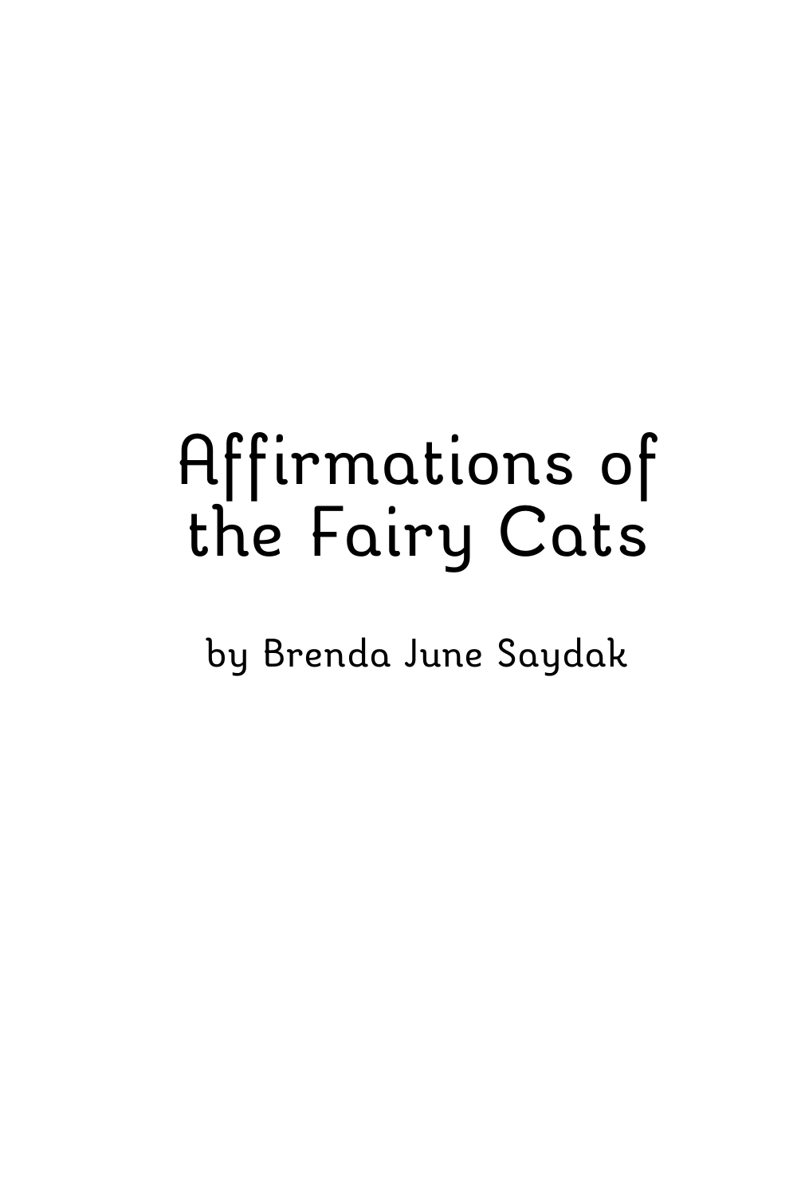# Affirmations of the Fairy Cats

by Brenda June Saydak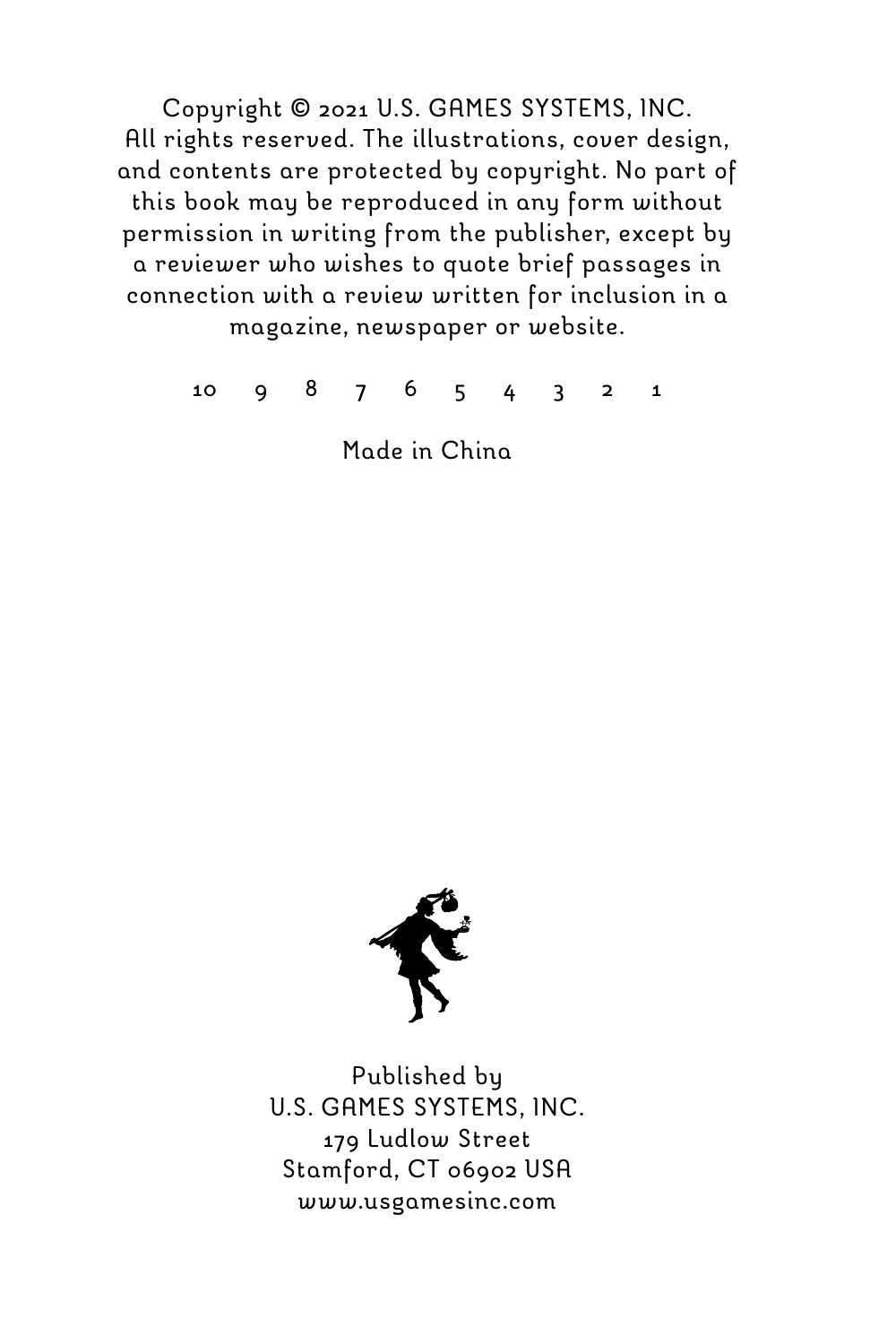Copyright © 2021 U.S. GAMES SYSTEMS, INC.
All rights reserved. The illustrations, cover design, and contents are protected by copyright. No part of this book may be reproduced in any form without permission in writing from the publisher, except by a reviewer who wishes to quote brief passages in connection with a review written for inclusion in a magazine, newspaper or website.

10 9 8 7 6 5 4 3 2 1

Made in China

Published by
U.S. GAMES SYSTEMS, INC.
179 Ludlow Street
Stamford, CT 06902 USA
www.usgamesinc.com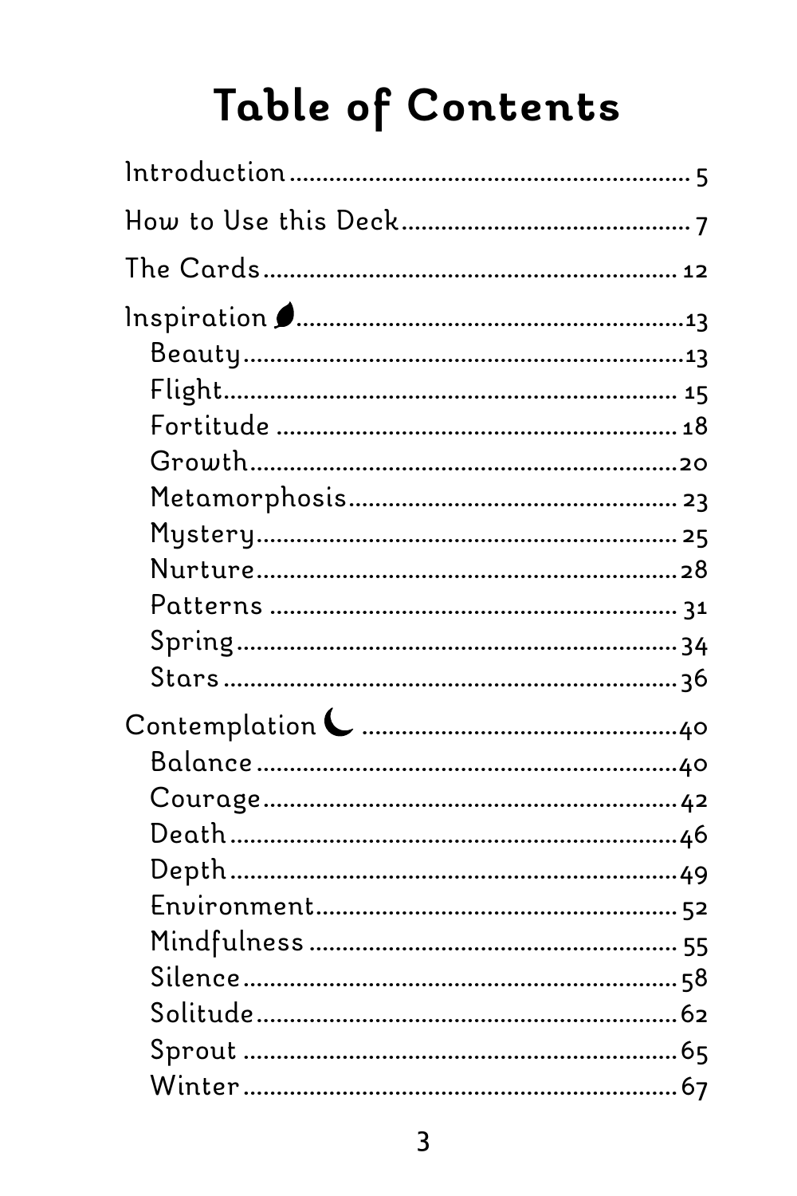# Table of Contents

Introduction .......... 5

How to Use this Deck .......... 7

The Cards .......... 12

Inspiration .......... 13

- Beauty .......... 13
- Flight .......... 15
- Fortitude .......... 18
- Growth .......... 20
- Metamorphosis .......... 23
- Mystery .......... 25
- Nurture .......... 28
- Patterns .......... 31
- Spring .......... 34
- Stars .......... 36

Contemplation .......... 40

- Balance .......... 40
- Courage .......... 42
- Death .......... 46
- Depth .......... 49
- Environment .......... 52
- Mindfulness .......... 55
- Silence .......... 58
- Solitude .......... 62
- Sprout .......... 65
- Winter .......... 67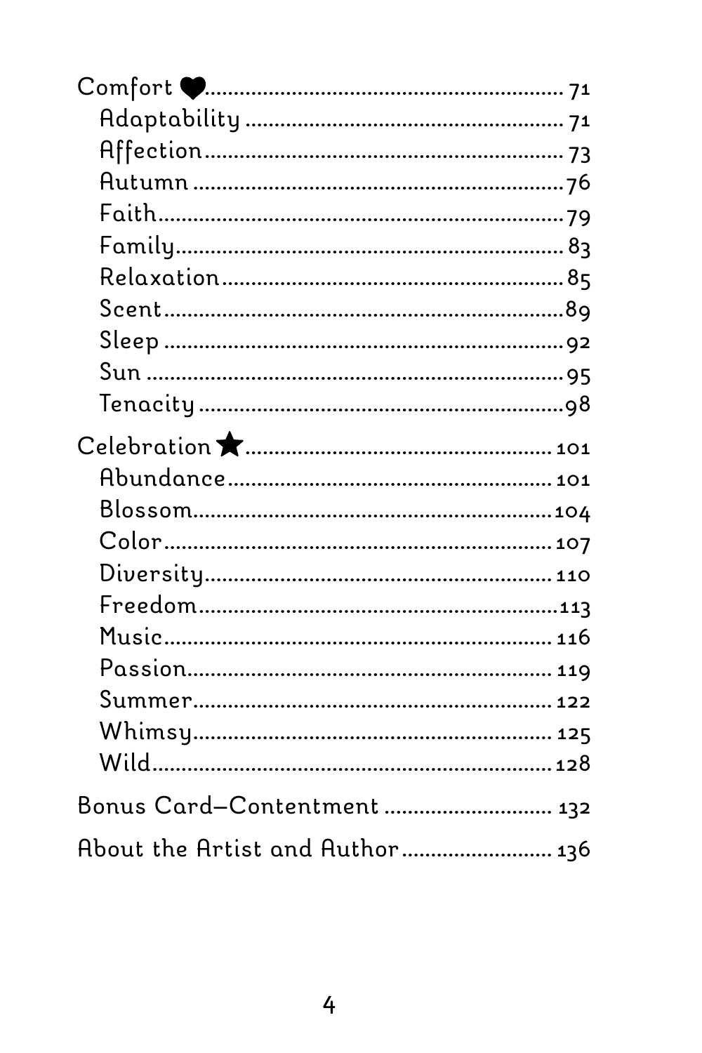Comfort ♥ ........ 71

- Adaptability ........ 71
- Affection ........ 73
- Autumn ........ 76
- Faith ........ 79
- Family ........ 83
- Relaxation ........ 85
- Scent ........ 89
- Sleep ........ 92
- Sun ........ 95
- Tenacity ........ 98

Celebration ★ ........ 101

- Abundance ........ 101
- Blossom ........ 104
- Color ........ 107
- Diversity ........ 110
- Freedom ........ 113
- Music ........ 116
- Passion ........ 119
- Summer ........ 122
- Whimsy ........ 125
- Wild ........ 128

Bonus Card—Contentment ........ 132

About the Artist and Author ........ 136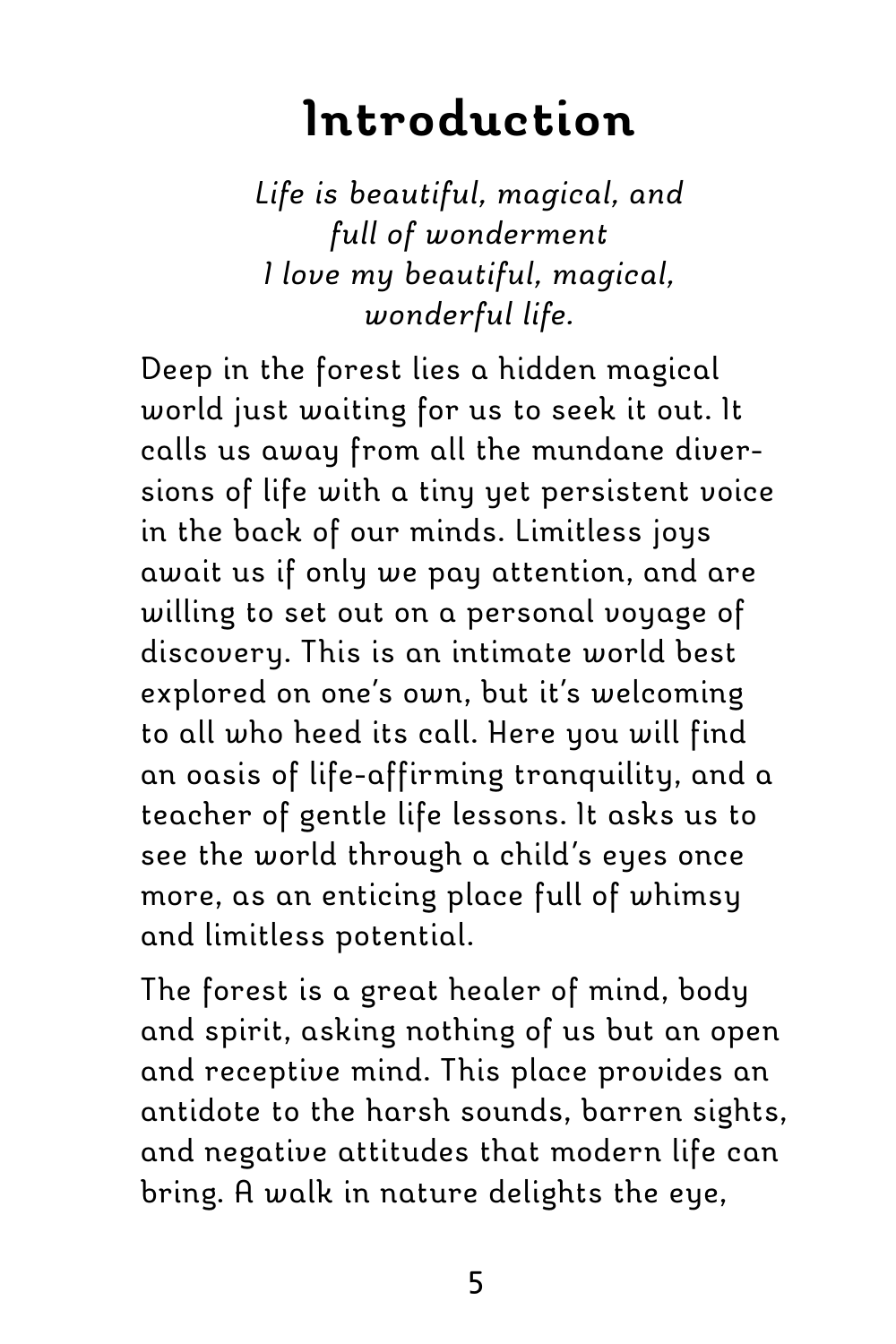# Introduction

*Life is beautiful, magical, and full of wonderment*
*I love my beautiful, magical, wonderful life.*

Deep in the forest lies a hidden magical world just waiting for us to seek it out. It calls us away from all the mundane diversions of life with a tiny yet persistent voice in the back of our minds. Limitless joys await us if only we pay attention, and are willing to set out on a personal voyage of discovery. This is an intimate world best explored on one's own, but it's welcoming to all who heed its call. Here you will find an oasis of life-affirming tranquility, and a teacher of gentle life lessons. It asks us to see the world through a child's eyes once more, as an enticing place full of whimsy and limitless potential.

The forest is a great healer of mind, body and spirit, asking nothing of us but an open and receptive mind. This place provides an antidote to the harsh sounds, barren sights, and negative attitudes that modern life can bring. A walk in nature delights the eye,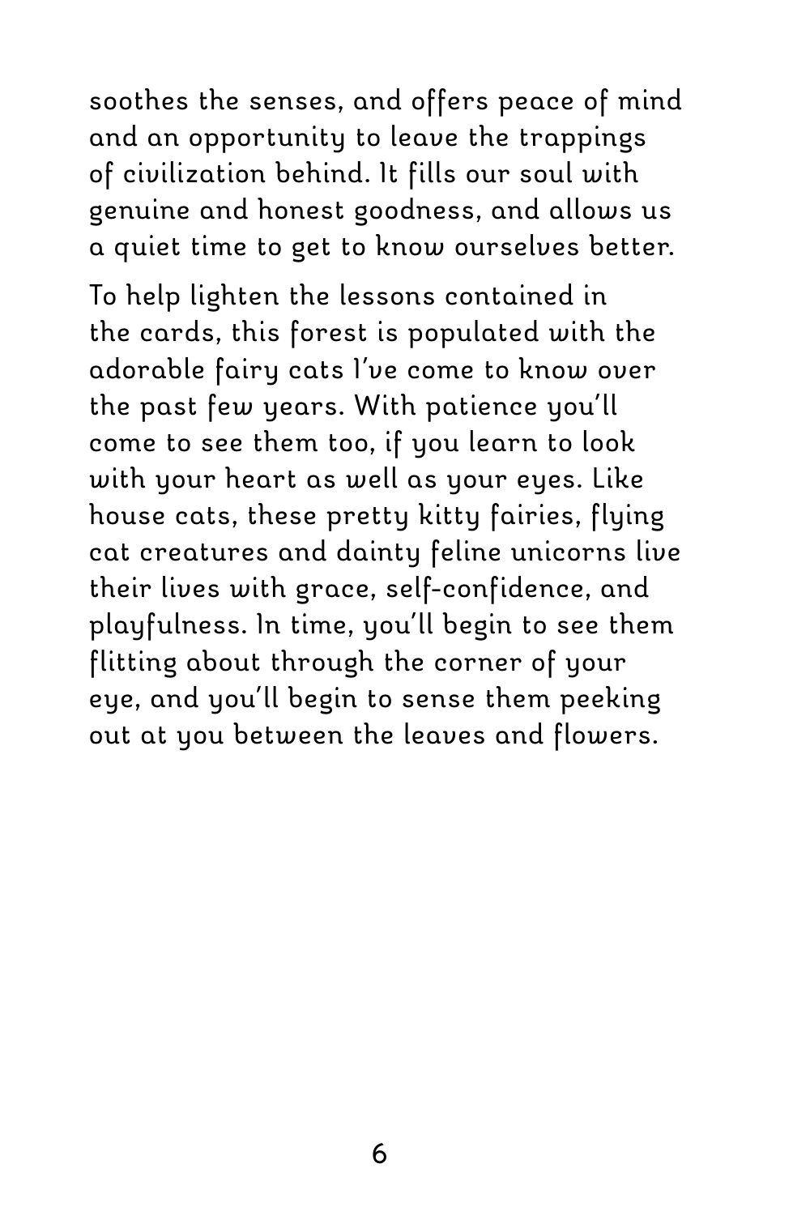soothes the senses, and offers peace of mind and an opportunity to leave the trappings of civilization behind. It fills our soul with genuine and honest goodness, and allows us a quiet time to get to know ourselves better.

To help lighten the lessons contained in the cards, this forest is populated with the adorable fairy cats I've come to know over the past few years. With patience you'll come to see them too, if you learn to look with your heart as well as your eyes. Like house cats, these pretty kitty fairies, flying cat creatures and dainty feline unicorns live their lives with grace, self-confidence, and playfulness. In time, you'll begin to see them flitting about through the corner of your eye, and you'll begin to sense them peeking out at you between the leaves and flowers.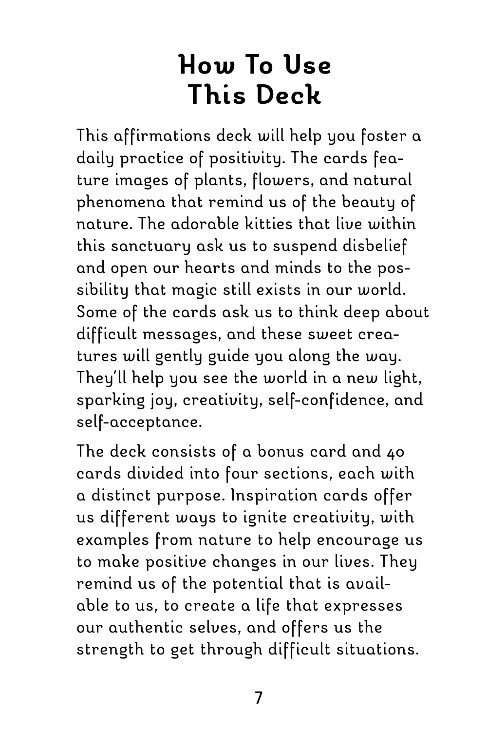# How To Use This Deck

This affirmations deck will help you foster a daily practice of positivity. The cards feature images of plants, flowers, and natural phenomena that remind us of the beauty of nature. The adorable kitties that live within this sanctuary ask us to suspend disbelief and open our hearts and minds to the possibility that magic still exists in our world. Some of the cards ask us to think deep about difficult messages, and these sweet creatures will gently guide you along the way. They'll help you see the world in a new light, sparking joy, creativity, self-confidence, and self-acceptance.

The deck consists of a bonus card and 40 cards divided into four sections, each with a distinct purpose. Inspiration cards offer us different ways to ignite creativity, with examples from nature to help encourage us to make positive changes in our lives. They remind us of the potential that is available to us, to create a life that expresses our authentic selves, and offers us the strength to get through difficult situations.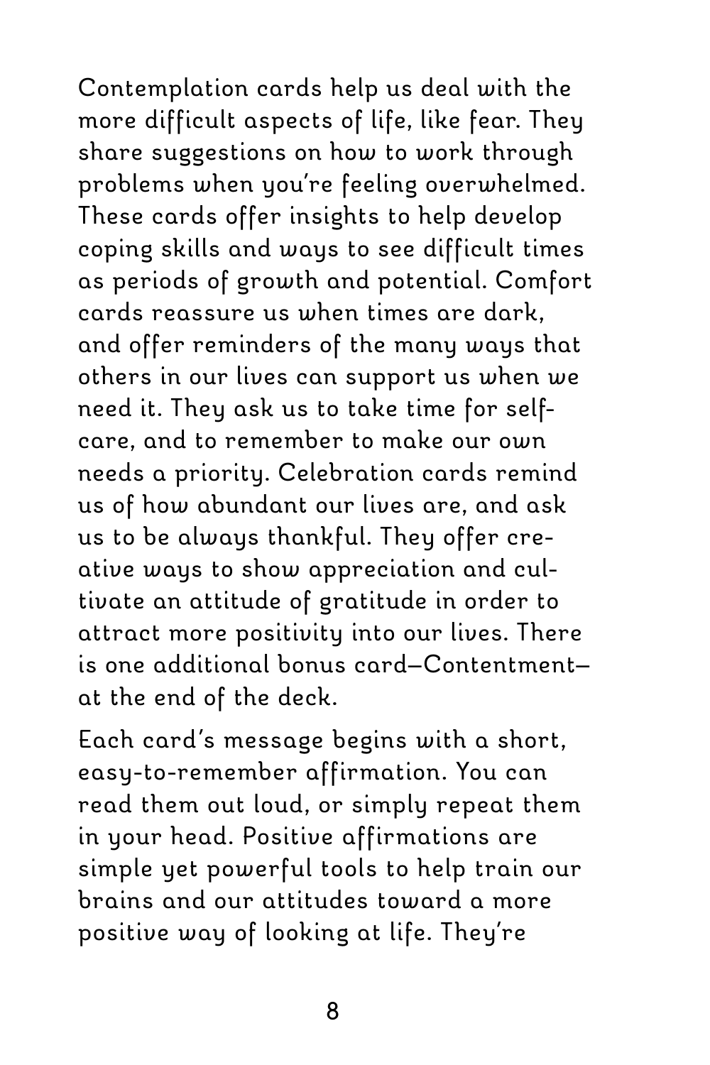Contemplation cards help us deal with the more difficult aspects of life, like fear. They share suggestions on how to work through problems when you're feeling overwhelmed. These cards offer insights to help develop coping skills and ways to see difficult times as periods of growth and potential. Comfort cards reassure us when times are dark, and offer reminders of the many ways that others in our lives can support us when we need it. They ask us to take time for self-care, and to remember to make our own needs a priority. Celebration cards remind us of how abundant our lives are, and ask us to be always thankful. They offer creative ways to show appreciation and cultivate an attitude of gratitude in order to attract more positivity into our lives. There is one additional bonus card—Contentment—at the end of the deck.

Each card's message begins with a short, easy-to-remember affirmation. You can read them out loud, or simply repeat them in your head. Positive affirmations are simple yet powerful tools to help train our brains and our attitudes toward a more positive way of looking at life. They're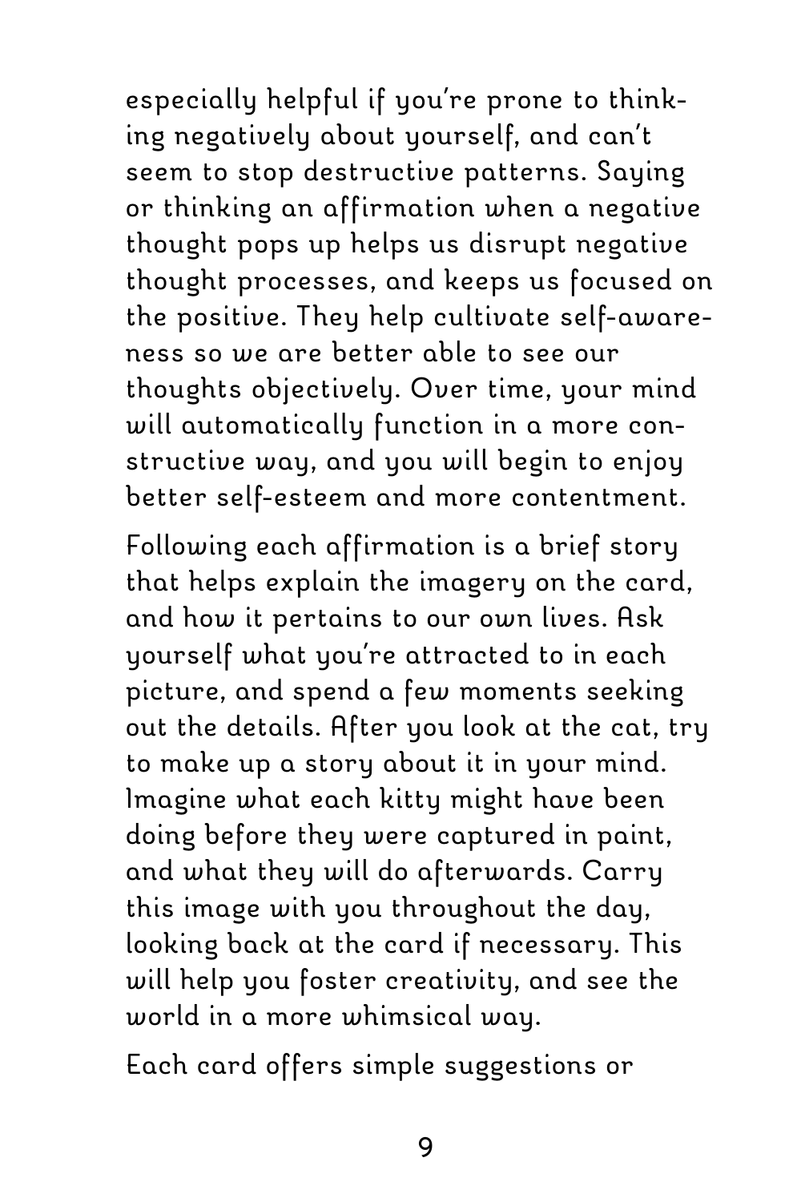especially helpful if you're prone to thinking negatively about yourself, and can't seem to stop destructive patterns. Saying or thinking an affirmation when a negative thought pops up helps us disrupt negative thought processes, and keeps us focused on the positive. They help cultivate self-awareness so we are better able to see our thoughts objectively. Over time, your mind will automatically function in a more constructive way, and you will begin to enjoy better self-esteem and more contentment.

Following each affirmation is a brief story that helps explain the imagery on the card, and how it pertains to our own lives. Ask yourself what you're attracted to in each picture, and spend a few moments seeking out the details. After you look at the cat, try to make up a story about it in your mind. Imagine what each kitty might have been doing before they were captured in paint, and what they will do afterwards. Carry this image with you throughout the day, looking back at the card if necessary. This will help you foster creativity, and see the world in a more whimsical way.

Each card offers simple suggestions or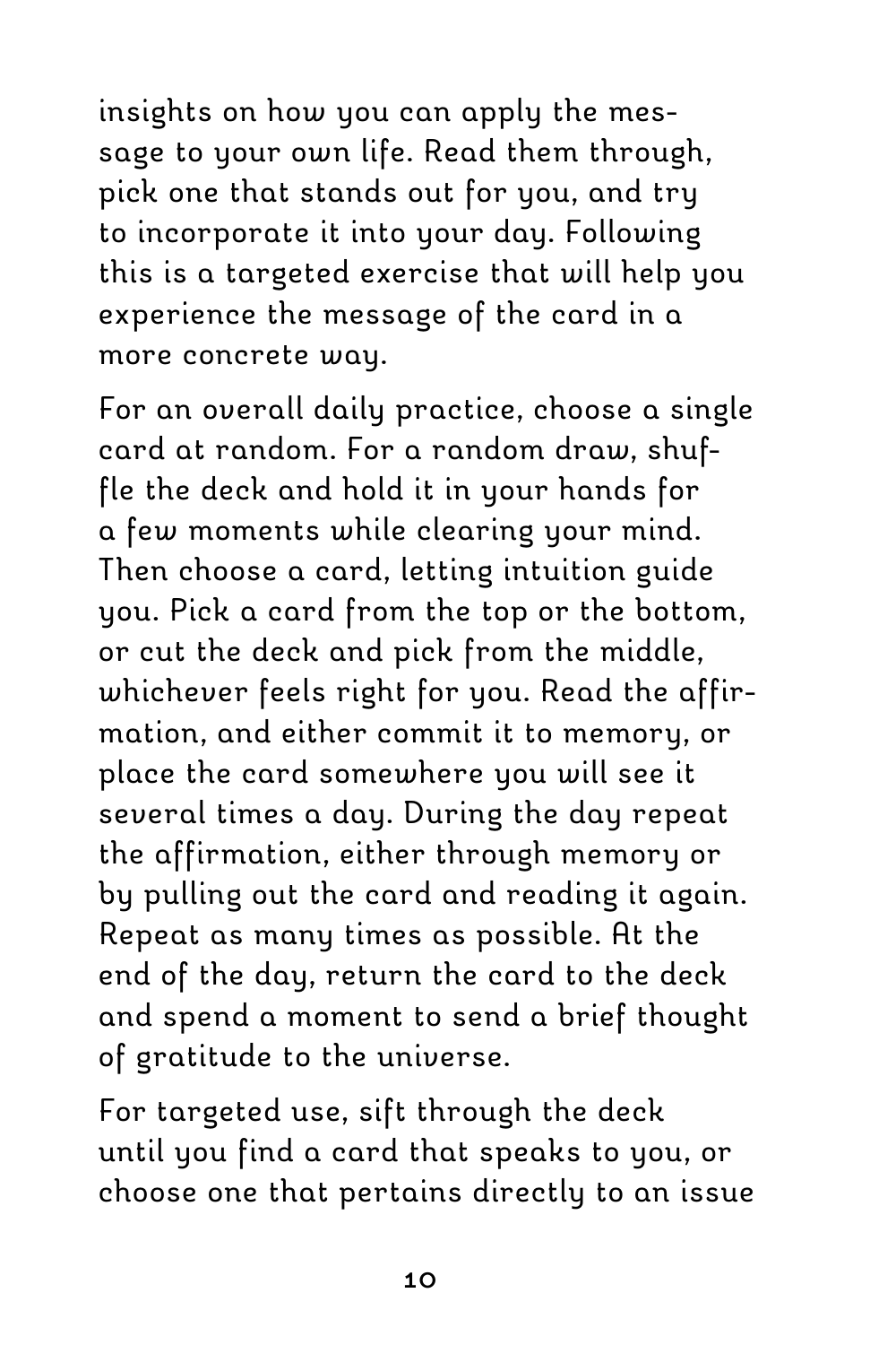insights on how you can apply the message to your own life. Read them through, pick one that stands out for you, and try to incorporate it into your day. Following this is a targeted exercise that will help you experience the message of the card in a more concrete way.

For an overall daily practice, choose a single card at random. For a random draw, shuffle the deck and hold it in your hands for a few moments while clearing your mind. Then choose a card, letting intuition guide you. Pick a card from the top or the bottom, or cut the deck and pick from the middle, whichever feels right for you. Read the affirmation, and either commit it to memory, or place the card somewhere you will see it several times a day. During the day repeat the affirmation, either through memory or by pulling out the card and reading it again. Repeat as many times as possible. At the end of the day, return the card to the deck and spend a moment to send a brief thought of gratitude to the universe.

For targeted use, sift through the deck until you find a card that speaks to you, or choose one that pertains directly to an issue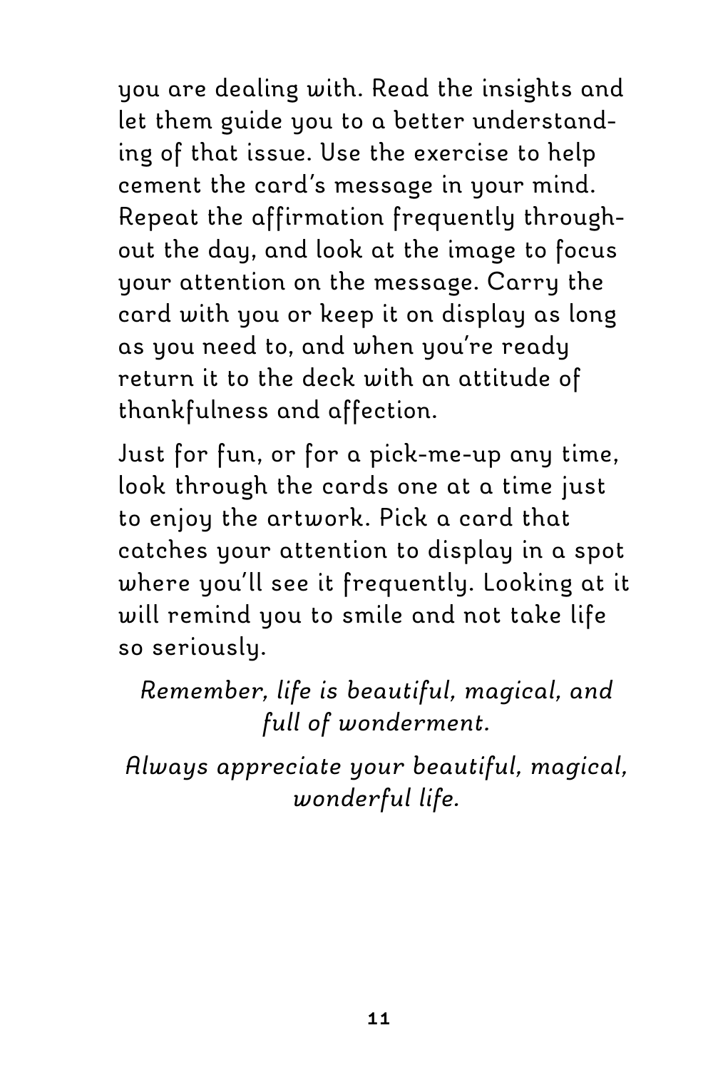you are dealing with. Read the insights and let them guide you to a better understanding of that issue. Use the exercise to help cement the card's message in your mind. Repeat the affirmation frequently throughout the day, and look at the image to focus your attention on the message. Carry the card with you or keep it on display as long as you need to, and when you're ready return it to the deck with an attitude of thankfulness and affection.

Just for fun, or for a pick-me-up any time, look through the cards one at a time just to enjoy the artwork. Pick a card that catches your attention to display in a spot where you'll see it frequently. Looking at it will remind you to smile and not take life so seriously.

*Remember, life is beautiful, magical, and full of wonderment.*

*Always appreciate your beautiful, magical, wonderful life.*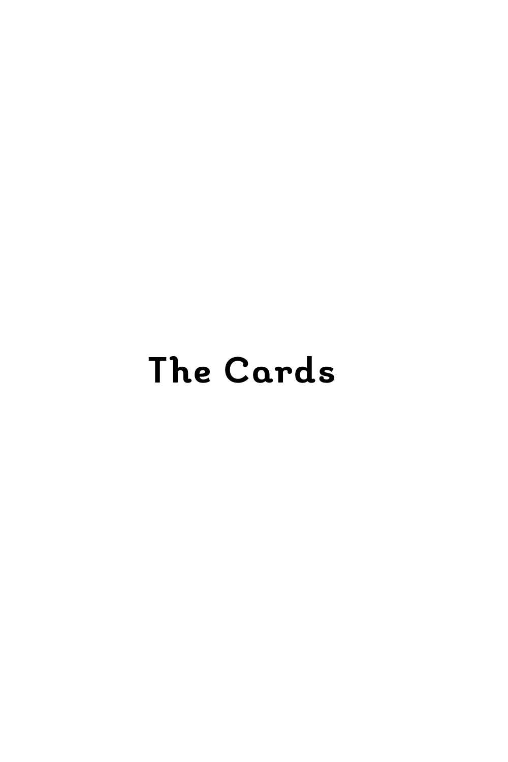# The Cards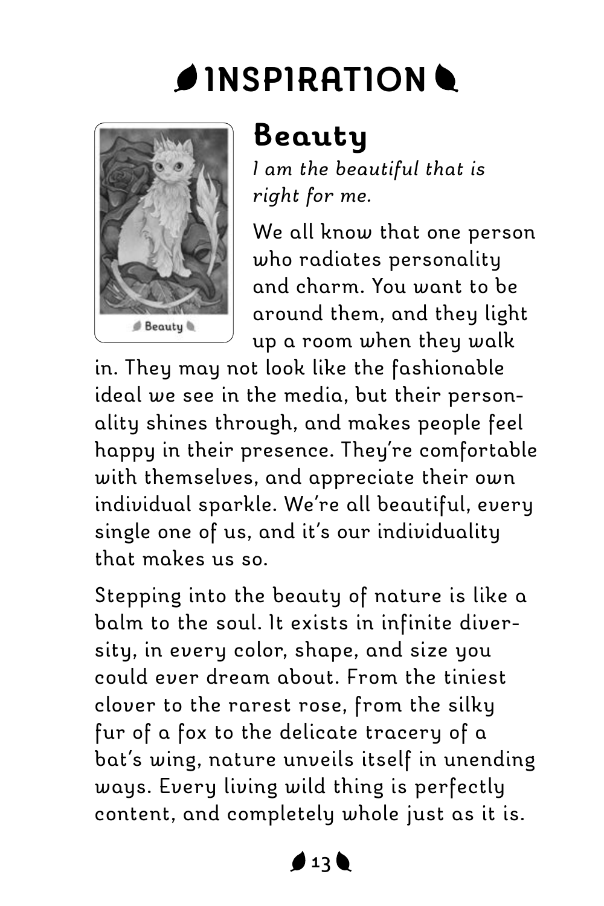# INSPIRATION

## Beauty

*I am the beautiful that is right for me.*

We all know that one person who radiates personality and charm. You want to be around them, and they light up a room when they walk in. They may not look like the fashionable ideal we see in the media, but their personality shines through, and makes people feel happy in their presence. They're comfortable with themselves, and appreciate their own individual sparkle. We're all beautiful, every single one of us, and it's our individuality that makes us so.

Stepping into the beauty of nature is like a balm to the soul. It exists in infinite diversity, in every color, shape, and size you could ever dream about. From the tiniest clover to the rarest rose, from the silky fur of a fox to the delicate tracery of a bat's wing, nature unveils itself in unending ways. Every living wild thing is perfectly content, and completely whole just as it is.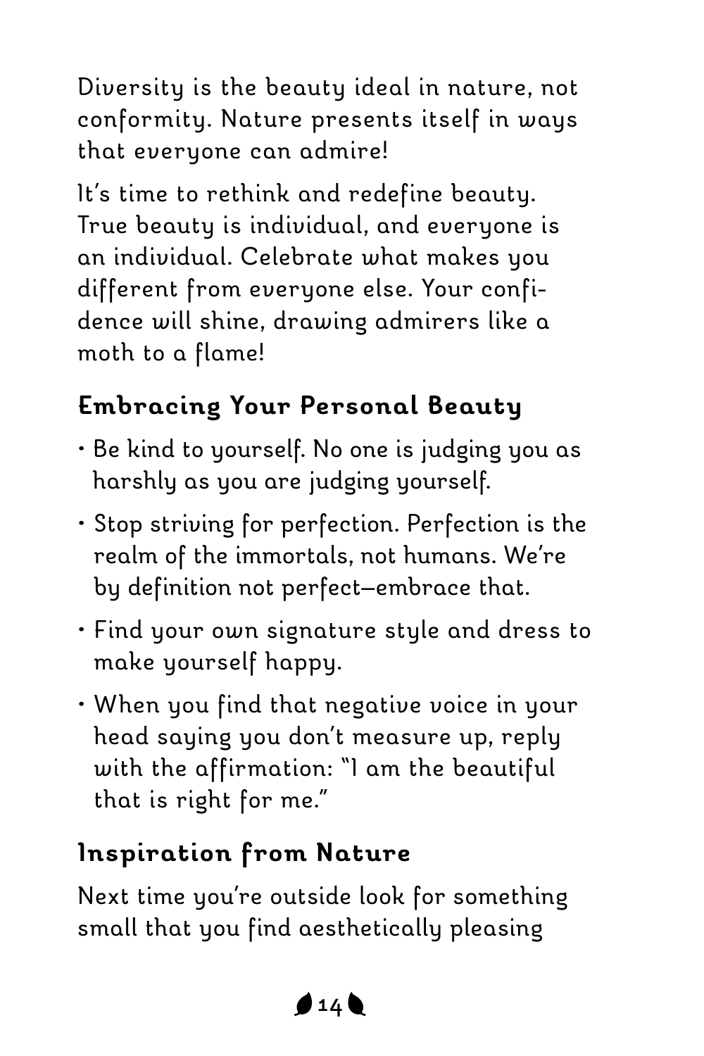Diversity is the beauty ideal in nature, not conformity. Nature presents itself in ways that everyone can admire!

It's time to rethink and redefine beauty. True beauty is individual, and everyone is an individual. Celebrate what makes you different from everyone else. Your confidence will shine, drawing admirers like a moth to a flame!

## Embracing Your Personal Beauty

- Be kind to yourself. No one is judging you as harshly as you are judging yourself.
- Stop striving for perfection. Perfection is the realm of the immortals, not humans. We're by definition not perfect—embrace that.
- Find your own signature style and dress to make yourself happy.
- When you find that negative voice in your head saying you don't measure up, reply with the affirmation: "I am the beautiful that is right for me."

## Inspiration from Nature

Next time you're outside look for something small that you find aesthetically pleasing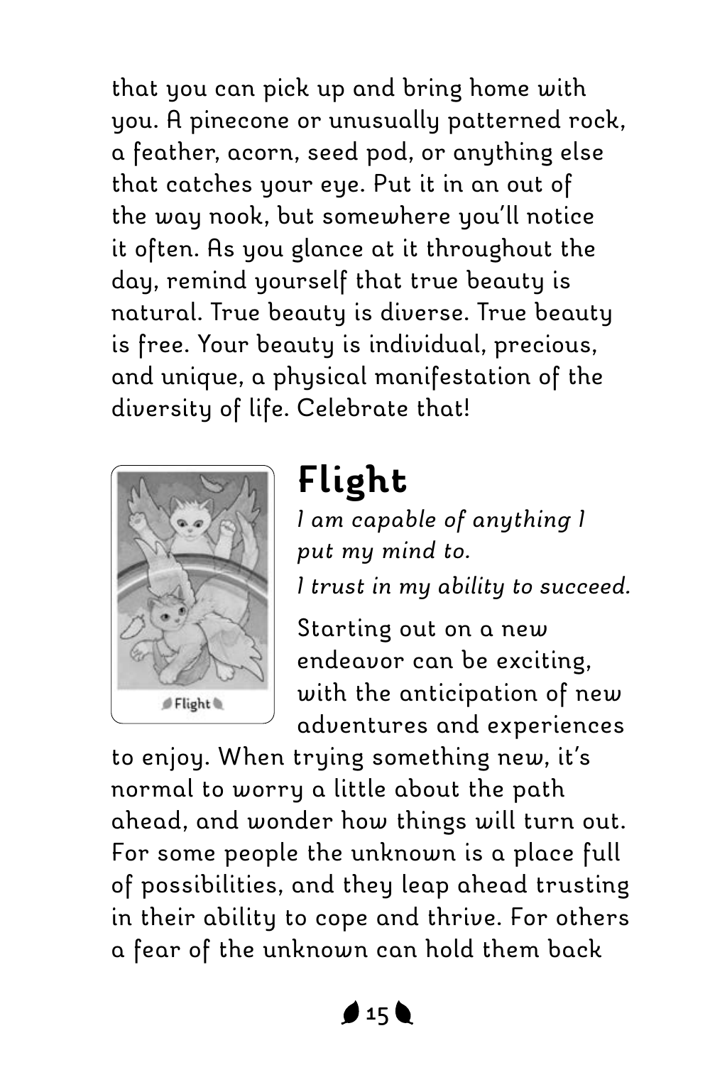that you can pick up and bring home with you. A pinecone or unusually patterned rock, a feather, acorn, seed pod, or anything else that catches your eye. Put it in an out of the way nook, but somewhere you'll notice it often. As you glance at it throughout the day, remind yourself that true beauty is natural. True beauty is diverse. True beauty is free. Your beauty is individual, precious, and unique, a physical manifestation of the diversity of life. Celebrate that!

## Flight

*I am capable of anything I put my mind to.*

*I trust in my ability to succeed.*

Starting out on a new endeavor can be exciting, with the anticipation of new adventures and experiences to enjoy. When trying something new, it's normal to worry a little about the path ahead, and wonder how things will turn out. For some people the unknown is a place full of possibilities, and they leap ahead trusting in their ability to cope and thrive. For others a fear of the unknown can hold them back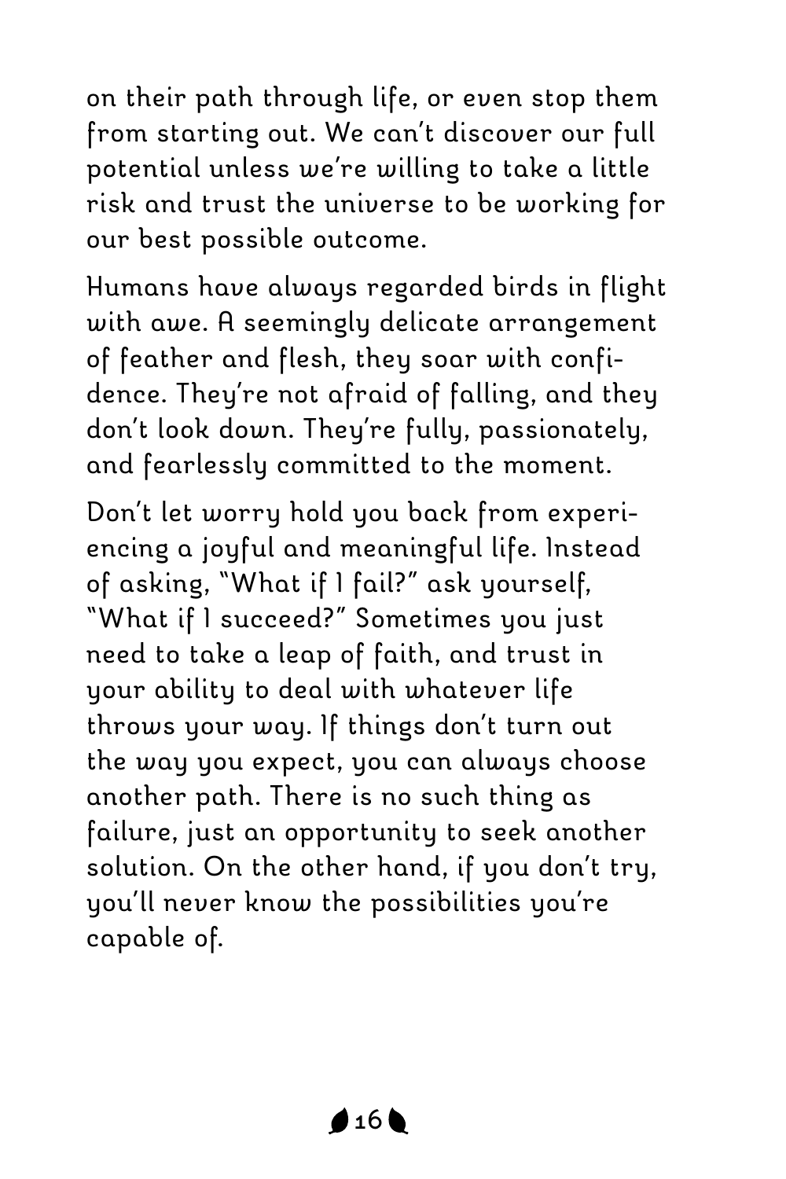on their path through life, or even stop them from starting out. We can't discover our full potential unless we're willing to take a little risk and trust the universe to be working for our best possible outcome.

Humans have always regarded birds in flight with awe. A seemingly delicate arrangement of feather and flesh, they soar with confidence. They're not afraid of falling, and they don't look down. They're fully, passionately, and fearlessly committed to the moment.

Don't let worry hold you back from experiencing a joyful and meaningful life. Instead of asking, "What if I fail?" ask yourself, "What if I succeed?" Sometimes you just need to take a leap of faith, and trust in your ability to deal with whatever life throws your way. If things don't turn out the way you expect, you can always choose another path. There is no such thing as failure, just an opportunity to seek another solution. On the other hand, if you don't try, you'll never know the possibilities you're capable of.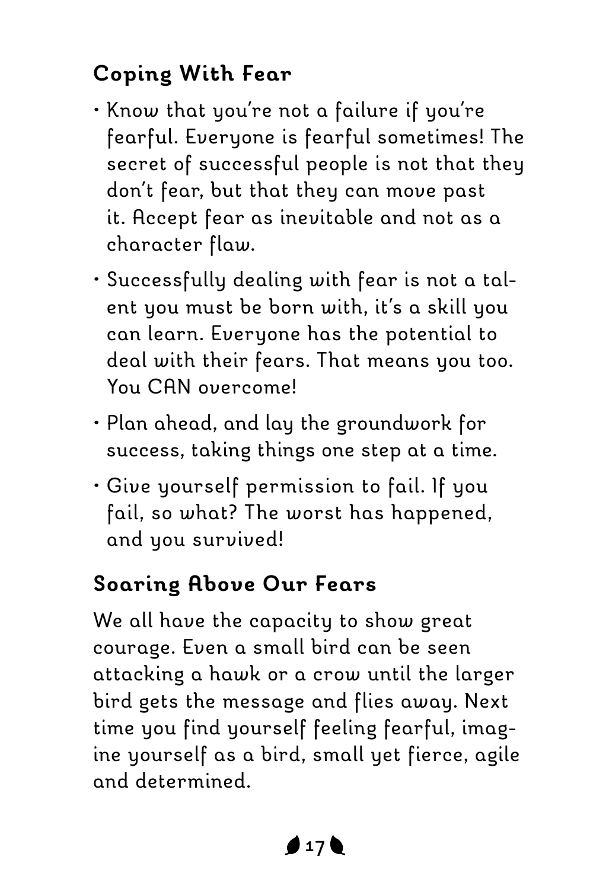## Coping With Fear

- Know that you're not a failure if you're fearful. Everyone is fearful sometimes! The secret of successful people is not that they don't fear, but that they can move past it. Accept fear as inevitable and not as a character flaw.
- Successfully dealing with fear is not a talent you must be born with, it's a skill you can learn. Everyone has the potential to deal with their fears. That means you too. You CAN overcome!
- Plan ahead, and lay the groundwork for success, taking things one step at a time.
- Give yourself permission to fail. If you fail, so what? The worst has happened, and you survived!

## Soaring Above Our Fears

We all have the capacity to show great courage. Even a small bird can be seen attacking a hawk or a crow until the larger bird gets the message and flies away. Next time you find yourself feeling fearful, imagine yourself as a bird, small yet fierce, agile and determined.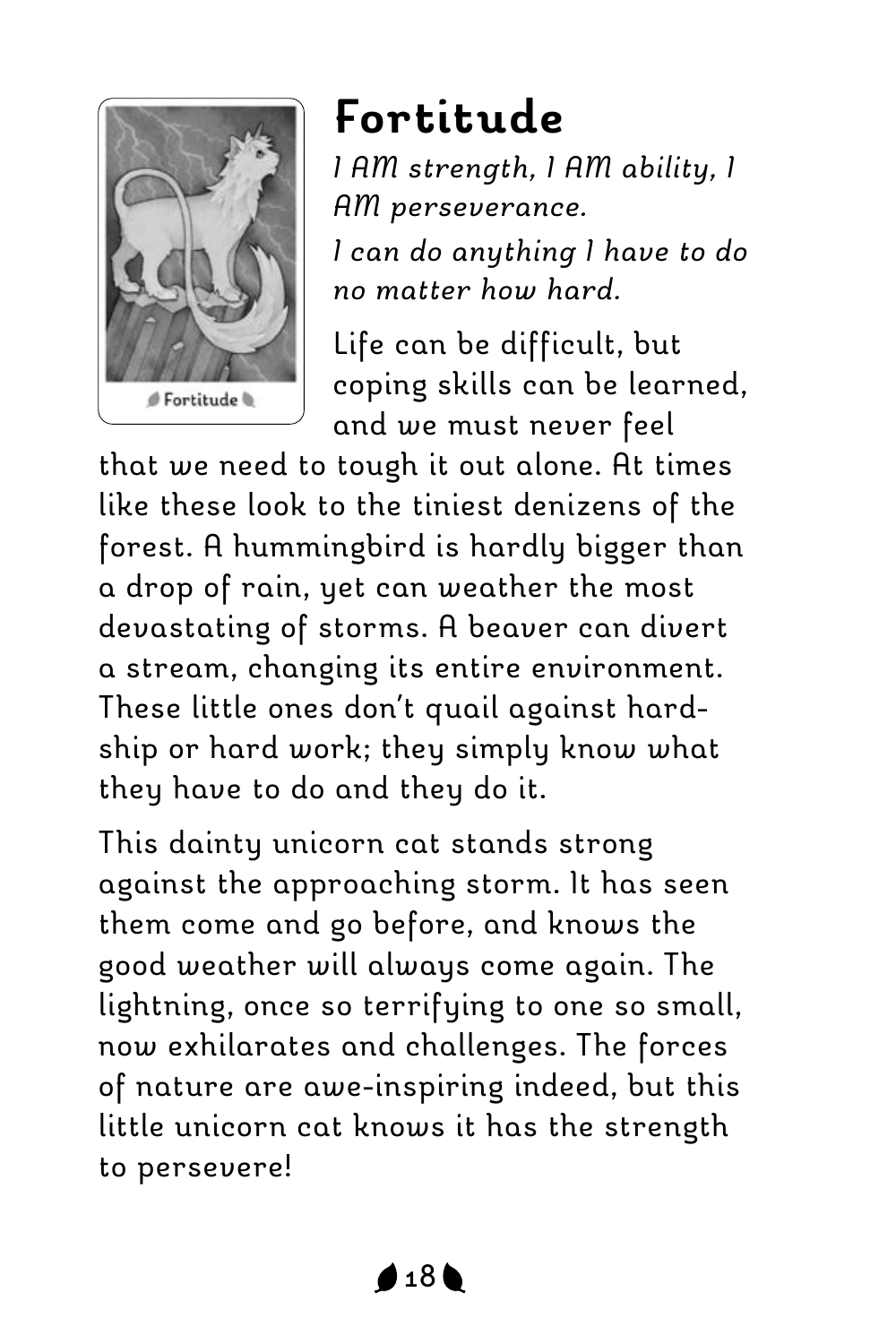# Fortitude

*I AM strength, I AM ability, I AM perseverance.*

*I can do anything I have to do no matter how hard.*

Life can be difficult, but coping skills can be learned, and we must never feel that we need to tough it out alone. At times like these look to the tiniest denizens of the forest. A hummingbird is hardly bigger than a drop of rain, yet can weather the most devastating of storms. A beaver can divert a stream, changing its entire environment. These little ones don't quail against hardship or hard work; they simply know what they have to do and they do it.

This dainty unicorn cat stands strong against the approaching storm. It has seen them come and go before, and knows the good weather will always come again. The lightning, once so terrifying to one so small, now exhilarates and challenges. The forces of nature are awe-inspiring indeed, but this little unicorn cat knows it has the strength to persevere!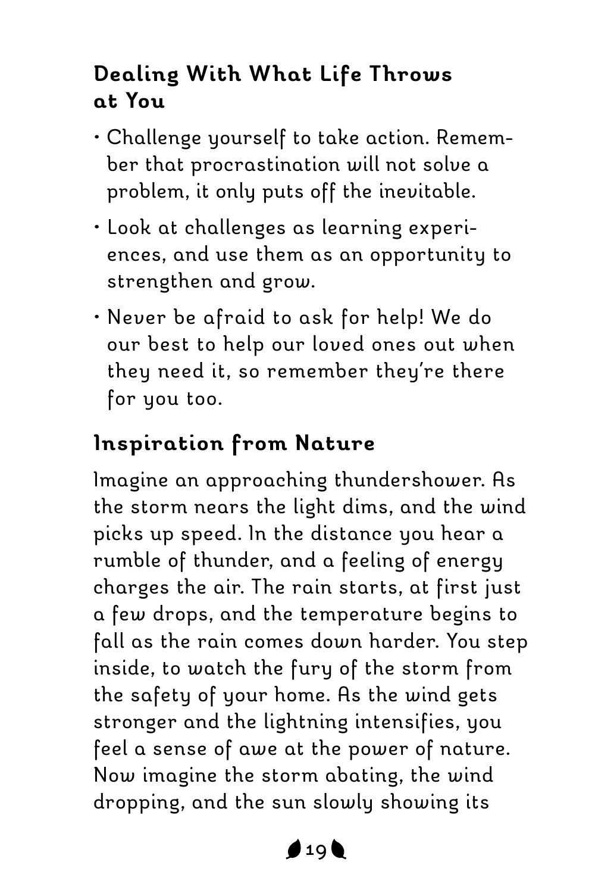### Dealing With What Life Throws at You

- Challenge yourself to take action. Remember that procrastination will not solve a problem, it only puts off the inevitable.
- Look at challenges as learning experiences, and use them as an opportunity to strengthen and grow.
- Never be afraid to ask for help! We do our best to help our loved ones out when they need it, so remember they're there for you too.

### Inspiration from Nature

Imagine an approaching thundershower. As the storm nears the light dims, and the wind picks up speed. In the distance you hear a rumble of thunder, and a feeling of energy charges the air. The rain starts, at first just a few drops, and the temperature begins to fall as the rain comes down harder. You step inside, to watch the fury of the storm from the safety of your home. As the wind gets stronger and the lightning intensifies, you feel a sense of awe at the power of nature. Now imagine the storm abating, the wind dropping, and the sun slowly showing its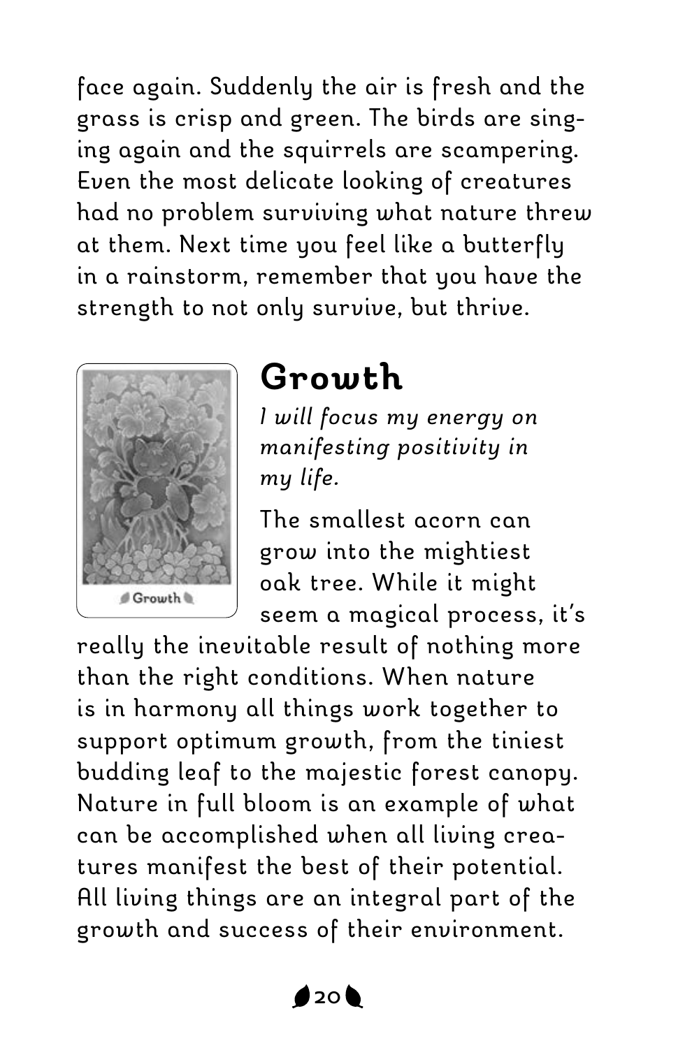face again. Suddenly the air is fresh and the grass is crisp and green. The birds are singing again and the squirrels are scampering. Even the most delicate looking of creatures had no problem surviving what nature threw at them. Next time you feel like a butterfly in a rainstorm, remember that you have the strength to not only survive, but thrive.

## Growth

*I will focus my energy on manifesting positivity in my life.*

The smallest acorn can grow into the mightiest oak tree. While it might seem a magical process, it's really the inevitable result of nothing more than the right conditions. When nature is in harmony all things work together to support optimum growth, from the tiniest budding leaf to the majestic forest canopy. Nature in full bloom is an example of what can be accomplished when all living creatures manifest the best of their potential. All living things are an integral part of the growth and success of their environment.